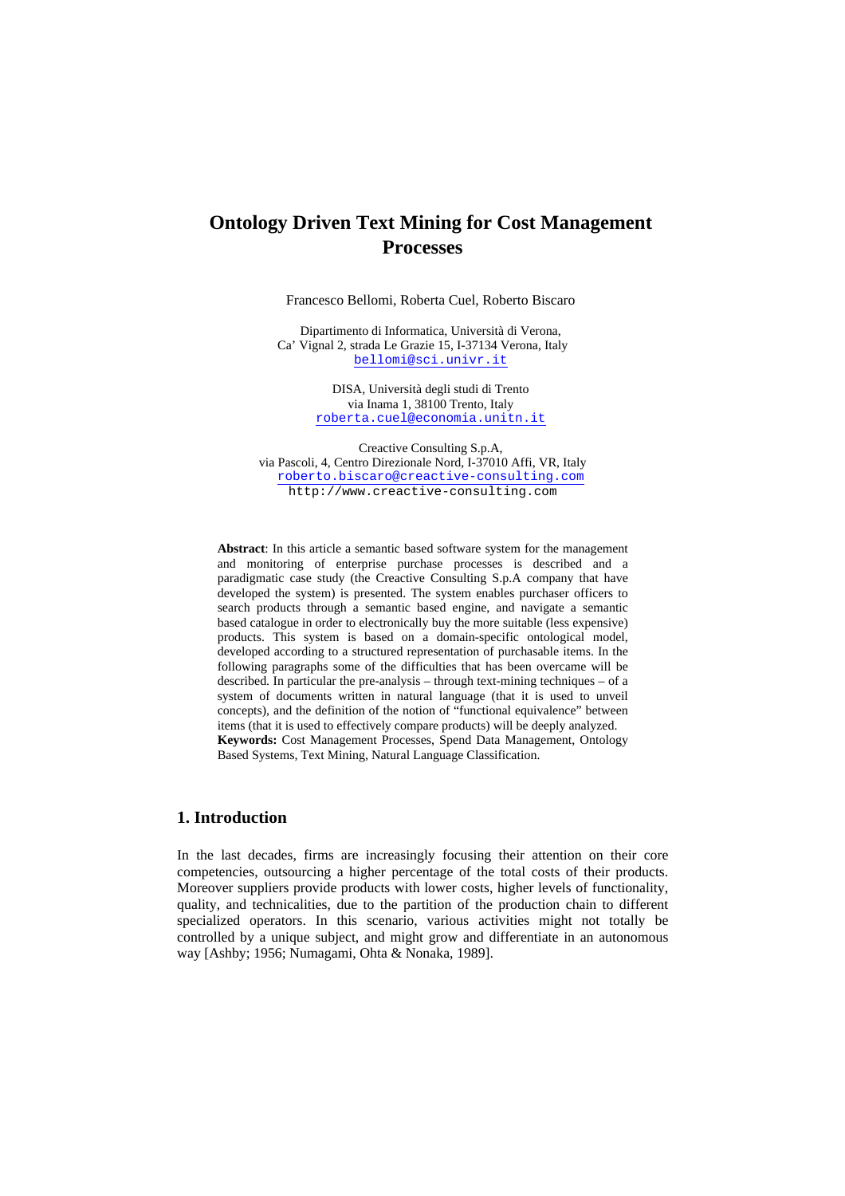# Ontology Driven Text Mining for Cost Management Processes

Francesco Bellomi, Roberta Cuel, Roberto Biscaro

Dipartimento di Informatica, Università di Verona,
Ca' Vignal 2, strada Le Grazie 15, I-37134 Verona, Italy
bellomi@sci.univr.it

DISA, Università degli studi di Trento
via Inama 1, 38100 Trento, Italy
roberta.cuel@economia.unitn.it

Creactive Consulting S.p.A,
via Pascoli, 4, Centro Direzionale Nord, I-37010 Affi, VR, Italy
roberto.biscaro@creactive-consulting.com
http://www.creactive-consulting.com

**Abstract**: In this article a semantic based software system for the management and monitoring of enterprise purchase processes is described and a paradigmatic case study (the Creactive Consulting S.p.A company that have developed the system) is presented. The system enables purchaser officers to search products through a semantic based engine, and navigate a semantic based catalogue in order to electronically buy the more suitable (less expensive) products. This system is based on a domain-specific ontological model, developed according to a structured representation of purchasable items. In the following paragraphs some of the difficulties that has been overcame will be described. In particular the pre-analysis – through text-mining techniques – of a system of documents written in natural language (that it is used to unveil concepts), and the definition of the notion of "functional equivalence" between items (that it is used to effectively compare products) will be deeply analyzed.
**Keywords:** Cost Management Processes, Spend Data Management, Ontology Based Systems, Text Mining, Natural Language Classification.

## 1. Introduction

In the last decades, firms are increasingly focusing their attention on their core competencies, outsourcing a higher percentage of the total costs of their products. Moreover suppliers provide products with lower costs, higher levels of functionality, quality, and technicalities, due to the partition of the production chain to different specialized operators. In this scenario, various activities might not totally be controlled by a unique subject, and might grow and differentiate in an autonomous way [Ashby; 1956; Numagami, Ohta & Nonaka, 1989].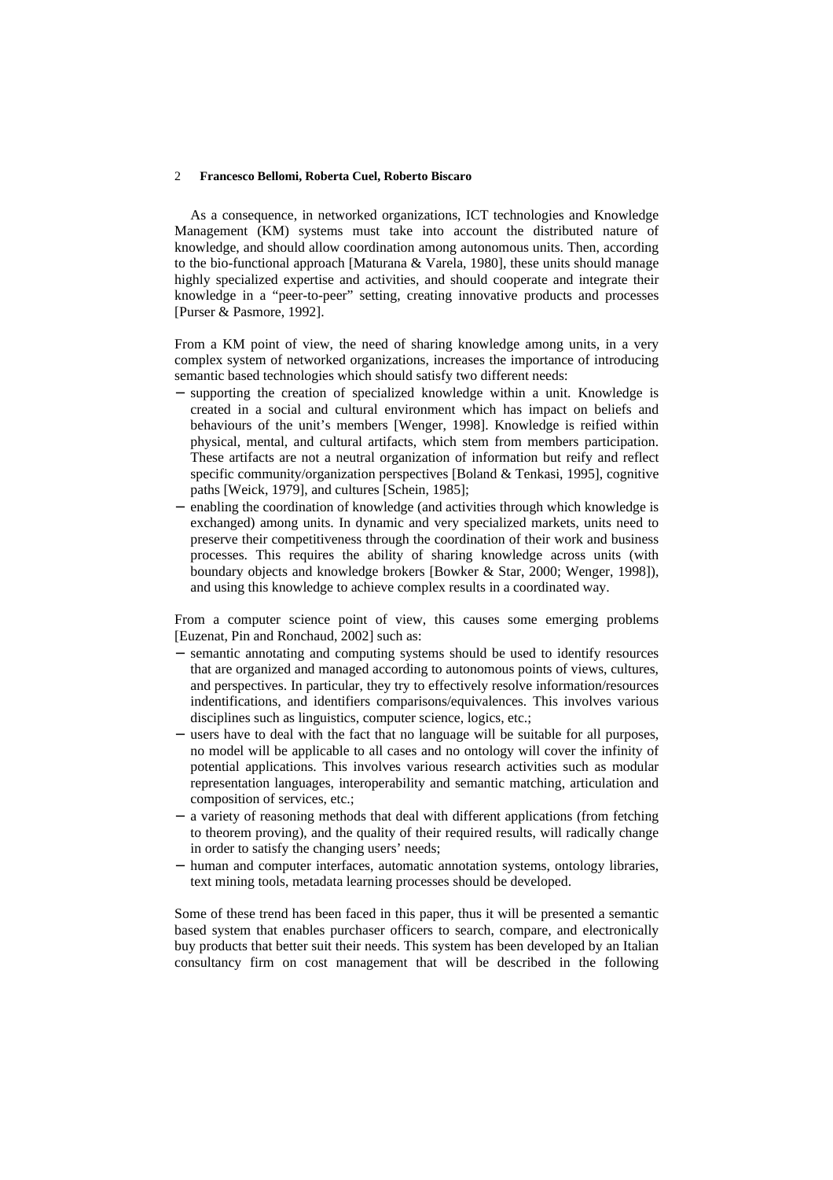As a consequence, in networked organizations, ICT technologies and Knowledge Management (KM) systems must take into account the distributed nature of knowledge, and should allow coordination among autonomous units. Then, according to the bio-functional approach [Maturana & Varela, 1980], these units should manage highly specialized expertise and activities, and should cooperate and integrate their knowledge in a "peer-to-peer" setting, creating innovative products and processes [Purser & Pasmore, 1992].

From a KM point of view, the need of sharing knowledge among units, in a very complex system of networked organizations, increases the importance of introducing semantic based technologies which should satisfy two different needs:

- supporting the creation of specialized knowledge within a unit. Knowledge is created in a social and cultural environment which has impact on beliefs and behaviours of the unit's members [Wenger, 1998]. Knowledge is reified within physical, mental, and cultural artifacts, which stem from members participation. These artifacts are not a neutral organization of information but reify and reflect specific community/organization perspectives [Boland & Tenkasi, 1995], cognitive paths [Weick, 1979], and cultures [Schein, 1985];
- enabling the coordination of knowledge (and activities through which knowledge is exchanged) among units. In dynamic and very specialized markets, units need to preserve their competitiveness through the coordination of their work and business processes. This requires the ability of sharing knowledge across units (with boundary objects and knowledge brokers [Bowker & Star, 2000; Wenger, 1998]), and using this knowledge to achieve complex results in a coordinated way.

From a computer science point of view, this causes some emerging problems [Euzenat, Pin and Ronchaud, 2002] such as:

- semantic annotating and computing systems should be used to identify resources that are organized and managed according to autonomous points of views, cultures, and perspectives. In particular, they try to effectively resolve information/resources indentifications, and identifiers comparisons/equivalences. This involves various disciplines such as linguistics, computer science, logics, etc.;
- users have to deal with the fact that no language will be suitable for all purposes, no model will be applicable to all cases and no ontology will cover the infinity of potential applications. This involves various research activities such as modular representation languages, interoperability and semantic matching, articulation and composition of services, etc.;
- a variety of reasoning methods that deal with different applications (from fetching to theorem proving), and the quality of their required results, will radically change in order to satisfy the changing users' needs;
- human and computer interfaces, automatic annotation systems, ontology libraries, text mining tools, metadata learning processes should be developed.

Some of these trend has been faced in this paper, thus it will be presented a semantic based system that enables purchaser officers to search, compare, and electronically buy products that better suit their needs. This system has been developed by an Italian consultancy firm on cost management that will be described in the following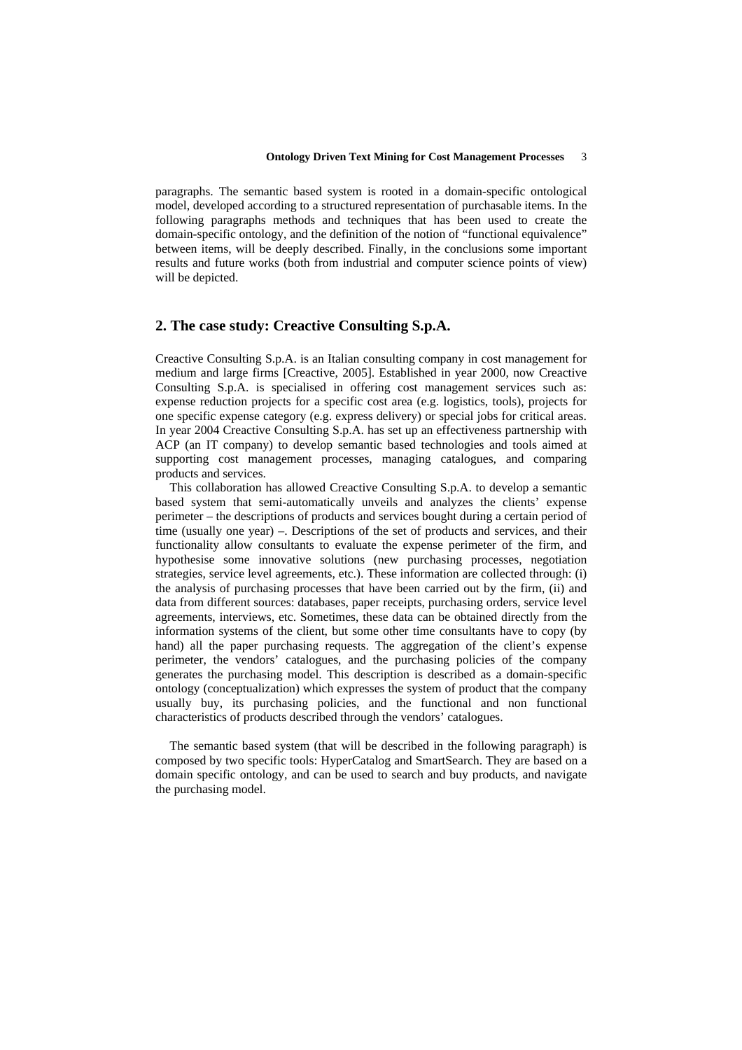paragraphs. The semantic based system is rooted in a domain-specific ontological model, developed according to a structured representation of purchasable items. In the following paragraphs methods and techniques that has been used to create the domain-specific ontology, and the definition of the notion of "functional equivalence" between items, will be deeply described. Finally, in the conclusions some important results and future works (both from industrial and computer science points of view) will be depicted.

## 2. The case study: Creactive Consulting S.p.A.

Creactive Consulting S.p.A. is an Italian consulting company in cost management for medium and large firms [Creactive, 2005]. Established in year 2000, now Creactive Consulting S.p.A. is specialised in offering cost management services such as: expense reduction projects for a specific cost area (e.g. logistics, tools), projects for one specific expense category (e.g. express delivery) or special jobs for critical areas. In year 2004 Creactive Consulting S.p.A. has set up an effectiveness partnership with ACP (an IT company) to develop semantic based technologies and tools aimed at supporting cost management processes, managing catalogues, and comparing products and services.

This collaboration has allowed Creactive Consulting S.p.A. to develop a semantic based system that semi-automatically unveils and analyzes the clients' expense perimeter – the descriptions of products and services bought during a certain period of time (usually one year) –. Descriptions of the set of products and services, and their functionality allow consultants to evaluate the expense perimeter of the firm, and hypothesise some innovative solutions (new purchasing processes, negotiation strategies, service level agreements, etc.). These information are collected through: (i) the analysis of purchasing processes that have been carried out by the firm, (ii) and data from different sources: databases, paper receipts, purchasing orders, service level agreements, interviews, etc. Sometimes, these data can be obtained directly from the information systems of the client, but some other time consultants have to copy (by hand) all the paper purchasing requests. The aggregation of the client's expense perimeter, the vendors' catalogues, and the purchasing policies of the company generates the purchasing model. This description is described as a domain-specific ontology (conceptualization) which expresses the system of product that the company usually buy, its purchasing policies, and the functional and non functional characteristics of products described through the vendors' catalogues.

The semantic based system (that will be described in the following paragraph) is composed by two specific tools: HyperCatalog and SmartSearch. They are based on a domain specific ontology, and can be used to search and buy products, and navigate the purchasing model.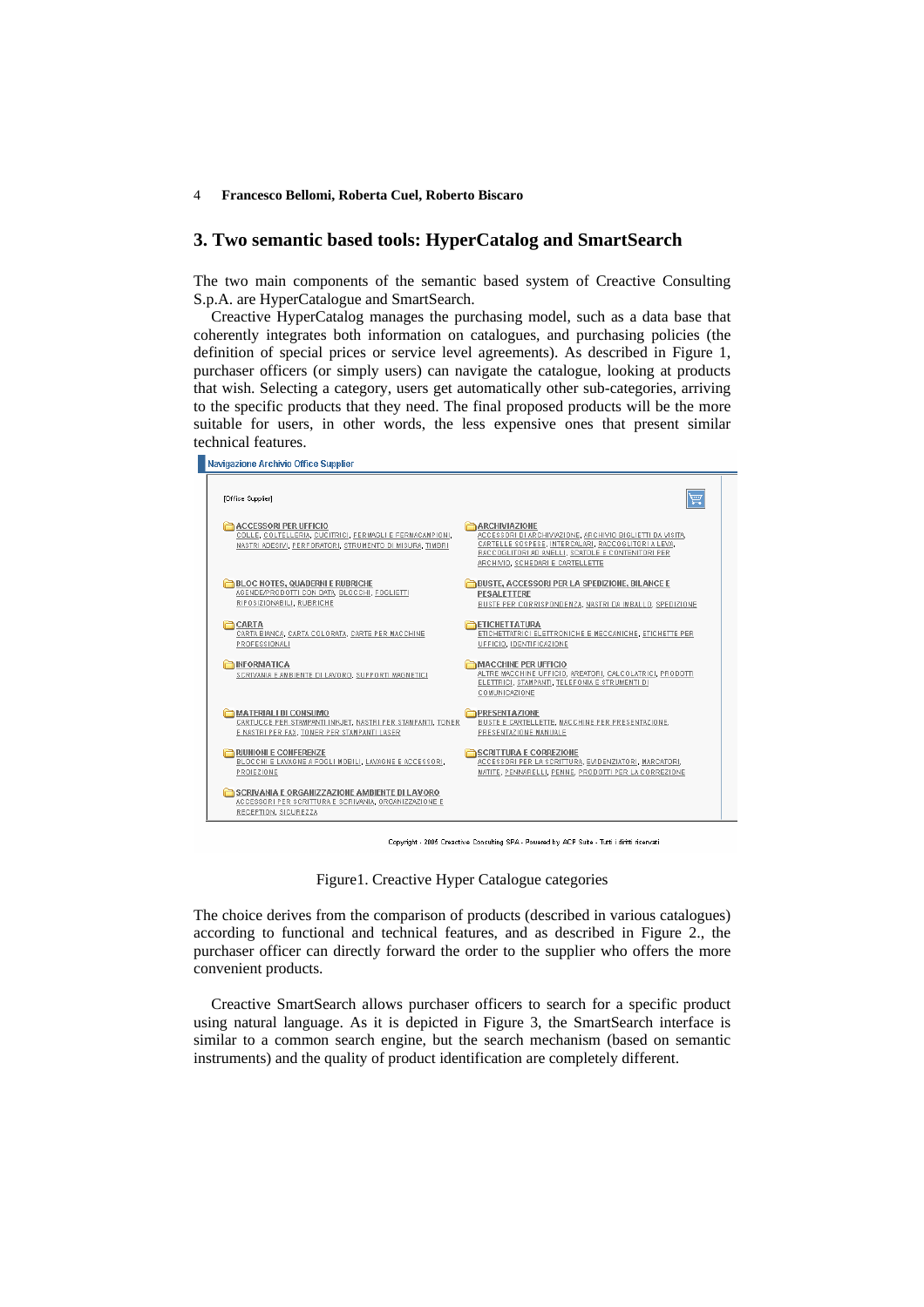## 3. Two semantic based tools: HyperCatalog and SmartSearch

The two main components of the semantic based system of Creactive Consulting S.p.A. are HyperCatalogue and SmartSearch.

Creactive HyperCatalog manages the purchasing model, such as a data base that coherently integrates both information on catalogues, and purchasing policies (the definition of special prices or service level agreements). As described in Figure 1, purchaser officers (or simply users) can navigate the catalogue, looking at products that wish. Selecting a category, users get automatically other sub-categories, arriving to the specific products that they need. The final proposed products will be the more suitable for users, in other words, the less expensive ones that present similar technical features.

Figure1. Creactive Hyper Catalogue categories

The choice derives from the comparison of products (described in various catalogues) according to functional and technical features, and as described in Figure 2., the purchaser officer can directly forward the order to the supplier who offers the more convenient products.

Creactive SmartSearch allows purchaser officers to search for a specific product using natural language. As it is depicted in Figure 3, the SmartSearch interface is similar to a common search engine, but the search mechanism (based on semantic instruments) and the quality of product identification are completely different.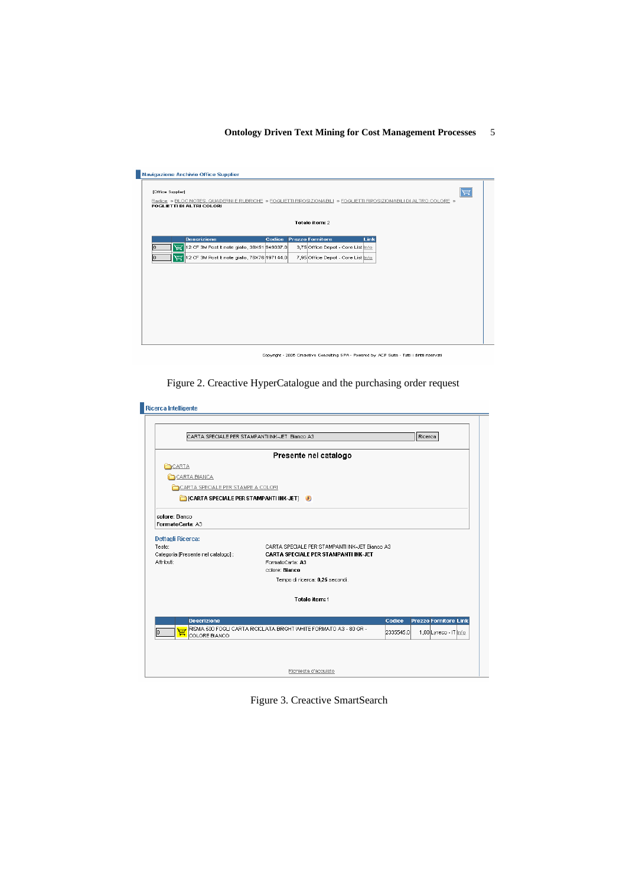Figure 2. Creactive HyperCatalogue and the purchasing order request

Figure 3. Creactive SmartSearch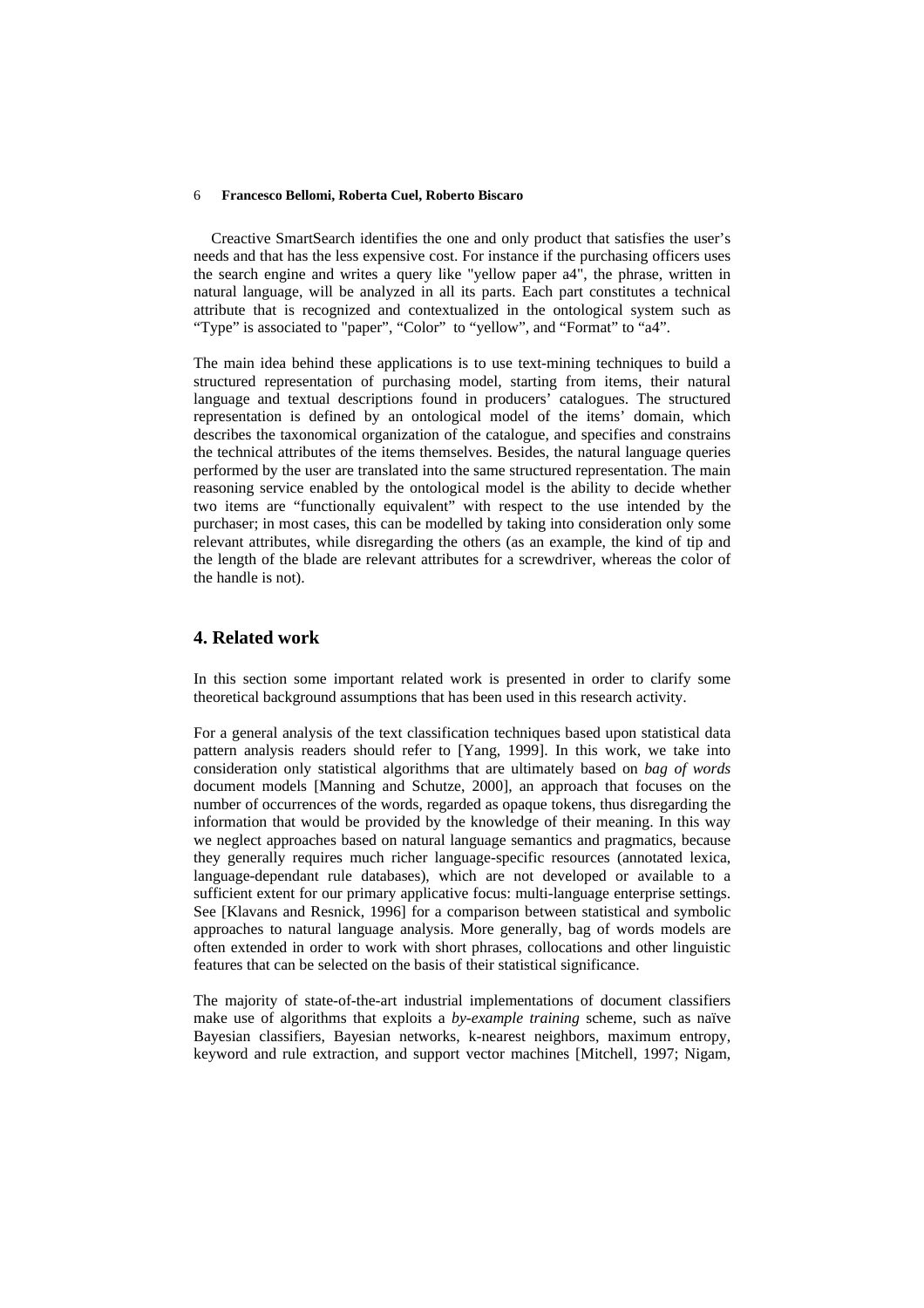Creactive SmartSearch identifies the one and only product that satisfies the user's needs and that has the less expensive cost. For instance if the purchasing officers uses the search engine and writes a query like "yellow paper a4", the phrase, written in natural language, will be analyzed in all its parts. Each part constitutes a technical attribute that is recognized and contextualized in the ontological system such as "Type" is associated to "paper", "Color" to "yellow", and "Format" to "a4".

The main idea behind these applications is to use text-mining techniques to build a structured representation of purchasing model, starting from items, their natural language and textual descriptions found in producers' catalogues. The structured representation is defined by an ontological model of the items' domain, which describes the taxonomical organization of the catalogue, and specifies and constrains the technical attributes of the items themselves. Besides, the natural language queries performed by the user are translated into the same structured representation. The main reasoning service enabled by the ontological model is the ability to decide whether two items are "functionally equivalent" with respect to the use intended by the purchaser; in most cases, this can be modelled by taking into consideration only some relevant attributes, while disregarding the others (as an example, the kind of tip and the length of the blade are relevant attributes for a screwdriver, whereas the color of the handle is not).

## 4. Related work

In this section some important related work is presented in order to clarify some theoretical background assumptions that has been used in this research activity.

For a general analysis of the text classification techniques based upon statistical data pattern analysis readers should refer to [Yang, 1999]. In this work, we take into consideration only statistical algorithms that are ultimately based on *bag of words* document models [Manning and Schutze, 2000], an approach that focuses on the number of occurrences of the words, regarded as opaque tokens, thus disregarding the information that would be provided by the knowledge of their meaning. In this way we neglect approaches based on natural language semantics and pragmatics, because they generally requires much richer language-specific resources (annotated lexica, language-dependant rule databases), which are not developed or available to a sufficient extent for our primary applicative focus: multi-language enterprise settings. See [Klavans and Resnick, 1996] for a comparison between statistical and symbolic approaches to natural language analysis. More generally, bag of words models are often extended in order to work with short phrases, collocations and other linguistic features that can be selected on the basis of their statistical significance.

The majority of state-of-the-art industrial implementations of document classifiers make use of algorithms that exploits a *by-example training* scheme, such as naïve Bayesian classifiers, Bayesian networks, k-nearest neighbors, maximum entropy, keyword and rule extraction, and support vector machines [Mitchell, 1997; Nigam,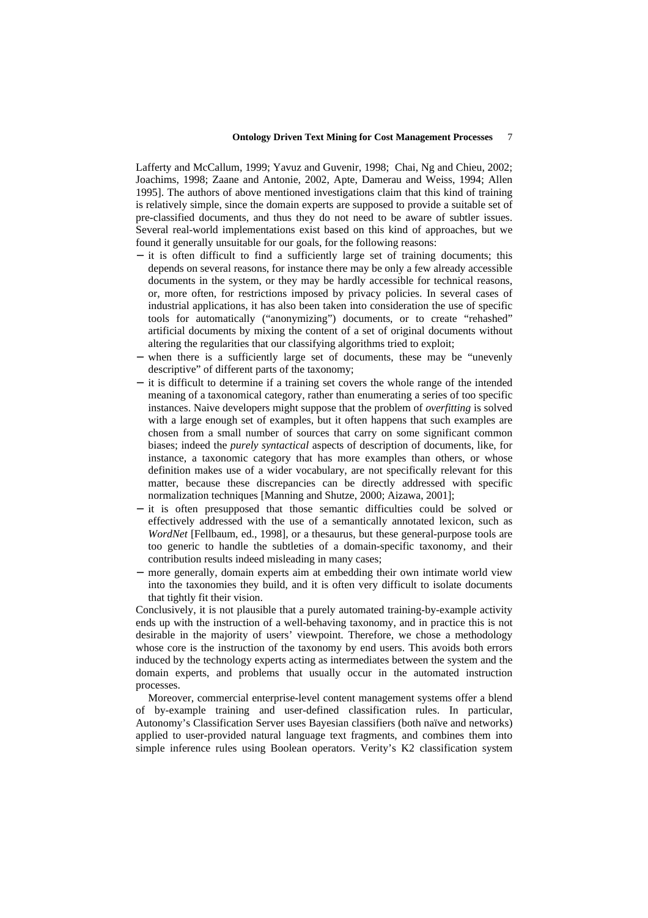Lafferty and McCallum, 1999; Yavuz and Guvenir, 1998; Chai, Ng and Chieu, 2002; Joachims, 1998; Zaane and Antonie, 2002, Apte, Damerau and Weiss, 1994; Allen 1995]. The authors of above mentioned investigations claim that this kind of training is relatively simple, since the domain experts are supposed to provide a suitable set of pre-classified documents, and thus they do not need to be aware of subtler issues. Several real-world implementations exist based on this kind of approaches, but we found it generally unsuitable for our goals, for the following reasons:

- it is often difficult to find a sufficiently large set of training documents; this depends on several reasons, for instance there may be only a few already accessible documents in the system, or they may be hardly accessible for technical reasons, or, more often, for restrictions imposed by privacy policies. In several cases of industrial applications, it has also been taken into consideration the use of specific tools for automatically ("anonymizing") documents, or to create "rehashed" artificial documents by mixing the content of a set of original documents without altering the regularities that our classifying algorithms tried to exploit;
- when there is a sufficiently large set of documents, these may be "unevenly descriptive" of different parts of the taxonomy;
- it is difficult to determine if a training set covers the whole range of the intended meaning of a taxonomical category, rather than enumerating a series of too specific instances. Naive developers might suppose that the problem of *overfitting* is solved with a large enough set of examples, but it often happens that such examples are chosen from a small number of sources that carry on some significant common biases; indeed the *purely syntactical* aspects of description of documents, like, for instance, a taxonomic category that has more examples than others, or whose definition makes use of a wider vocabulary, are not specifically relevant for this matter, because these discrepancies can be directly addressed with specific normalization techniques [Manning and Shutze, 2000; Aizawa, 2001];
- it is often presupposed that those semantic difficulties could be solved or effectively addressed with the use of a semantically annotated lexicon, such as *WordNet* [Fellbaum, ed., 1998], or a thesaurus, but these general-purpose tools are too generic to handle the subtleties of a domain-specific taxonomy, and their contribution results indeed misleading in many cases;
- more generally, domain experts aim at embedding their own intimate world view into the taxonomies they build, and it is often very difficult to isolate documents that tightly fit their vision.

Conclusively, it is not plausible that a purely automated training-by-example activity ends up with the instruction of a well-behaving taxonomy, and in practice this is not desirable in the majority of users' viewpoint. Therefore, we chose a methodology whose core is the instruction of the taxonomy by end users. This avoids both errors induced by the technology experts acting as intermediates between the system and the domain experts, and problems that usually occur in the automated instruction processes.

Moreover, commercial enterprise-level content management systems offer a blend of by-example training and user-defined classification rules. In particular, Autonomy's Classification Server uses Bayesian classifiers (both naïve and networks) applied to user-provided natural language text fragments, and combines them into simple inference rules using Boolean operators. Verity's K2 classification system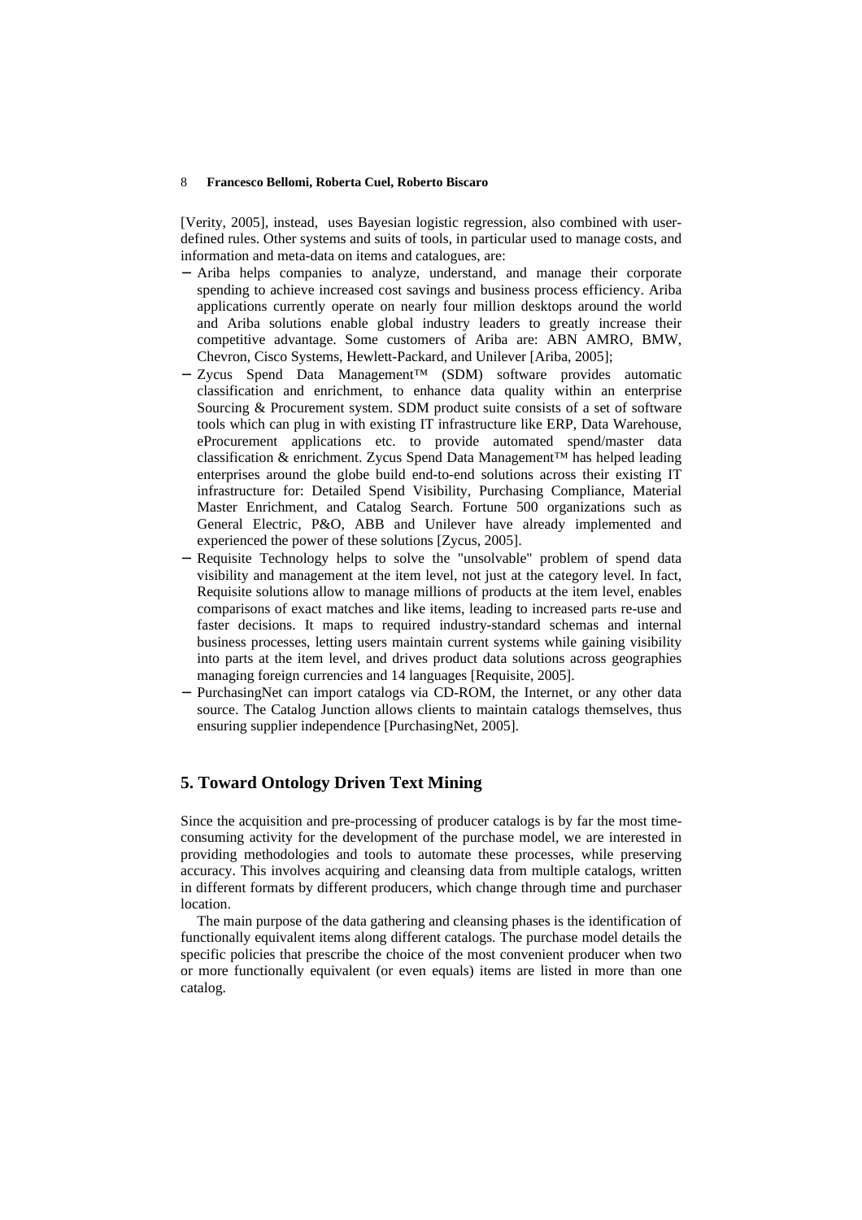[Verity, 2005], instead, uses Bayesian logistic regression, also combined with user-defined rules. Other systems and suits of tools, in particular used to manage costs, and information and meta-data on items and catalogues, are:

- Ariba helps companies to analyze, understand, and manage their corporate spending to achieve increased cost savings and business process efficiency. Ariba applications currently operate on nearly four million desktops around the world and Ariba solutions enable global industry leaders to greatly increase their competitive advantage. Some customers of Ariba are: ABN AMRO, BMW, Chevron, Cisco Systems, Hewlett-Packard, and Unilever [Ariba, 2005];
- Zycus Spend Data Management™ (SDM) software provides automatic classification and enrichment, to enhance data quality within an enterprise Sourcing & Procurement system. SDM product suite consists of a set of software tools which can plug in with existing IT infrastructure like ERP, Data Warehouse, eProcurement applications etc. to provide automated spend/master data classification & enrichment. Zycus Spend Data Management™ has helped leading enterprises around the globe build end-to-end solutions across their existing IT infrastructure for: Detailed Spend Visibility, Purchasing Compliance, Material Master Enrichment, and Catalog Search. Fortune 500 organizations such as General Electric, P&O, ABB and Unilever have already implemented and experienced the power of these solutions [Zycus, 2005].
- Requisite Technology helps to solve the "unsolvable" problem of spend data visibility and management at the item level, not just at the category level. In fact, Requisite solutions allow to manage millions of products at the item level, enables comparisons of exact matches and like items, leading to increased parts re-use and faster decisions. It maps to required industry-standard schemas and internal business processes, letting users maintain current systems while gaining visibility into parts at the item level, and drives product data solutions across geographies managing foreign currencies and 14 languages [Requisite, 2005].
- PurchasingNet can import catalogs via CD-ROM, the Internet, or any other data source. The Catalog Junction allows clients to maintain catalogs themselves, thus ensuring supplier independence [PurchasingNet, 2005].

## 5. Toward Ontology Driven Text Mining

Since the acquisition and pre-processing of producer catalogs is by far the most time-consuming activity for the development of the purchase model, we are interested in providing methodologies and tools to automate these processes, while preserving accuracy. This involves acquiring and cleansing data from multiple catalogs, written in different formats by different producers, which change through time and purchaser location.

The main purpose of the data gathering and cleansing phases is the identification of functionally equivalent items along different catalogs. The purchase model details the specific policies that prescribe the choice of the most convenient producer when two or more functionally equivalent (or even equals) items are listed in more than one catalog.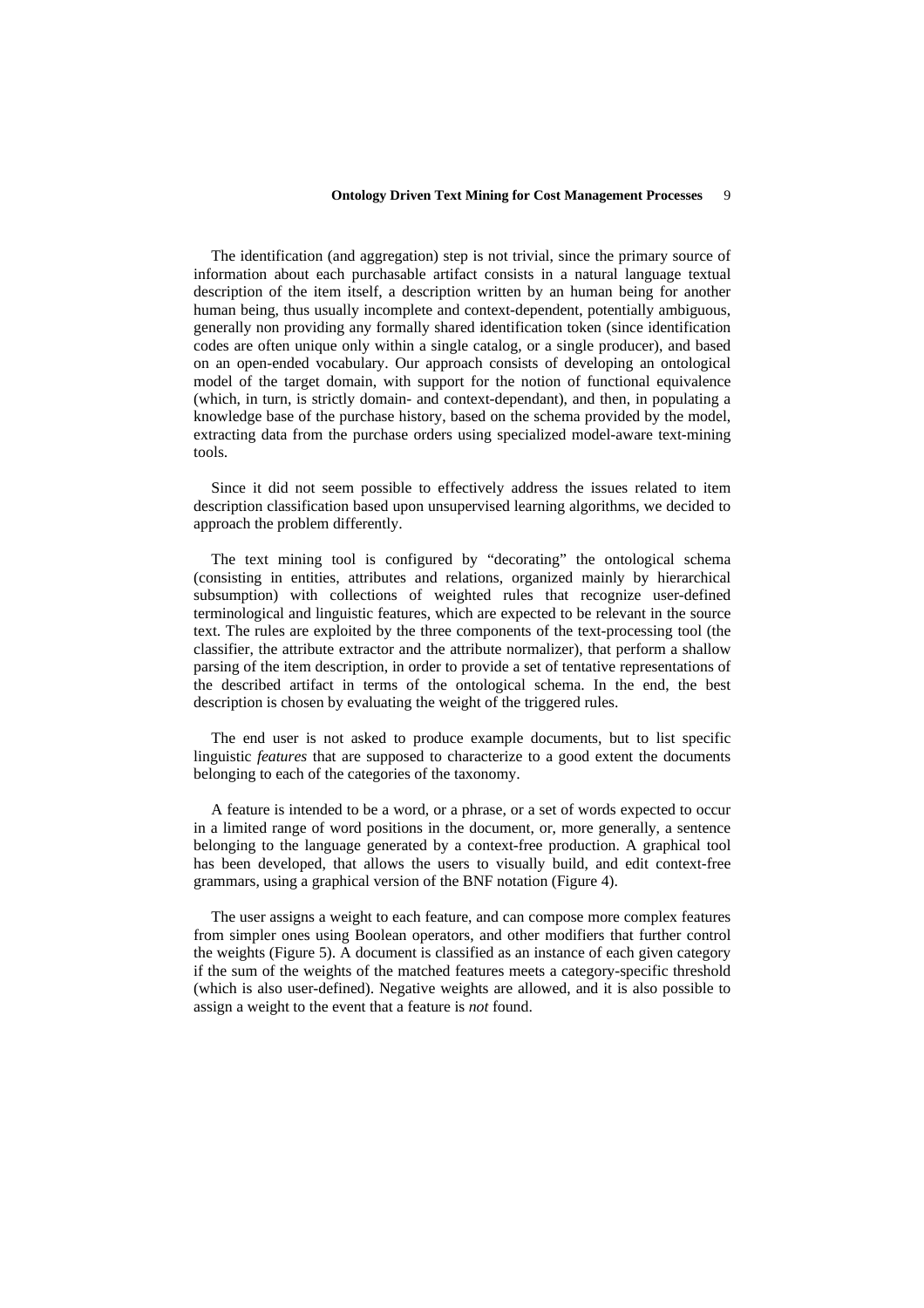The identification (and aggregation) step is not trivial, since the primary source of information about each purchasable artifact consists in a natural language textual description of the item itself, a description written by an human being for another human being, thus usually incomplete and context-dependent, potentially ambiguous, generally non providing any formally shared identification token (since identification codes are often unique only within a single catalog, or a single producer), and based on an open-ended vocabulary. Our approach consists of developing an ontological model of the target domain, with support for the notion of functional equivalence (which, in turn, is strictly domain- and context-dependant), and then, in populating a knowledge base of the purchase history, based on the schema provided by the model, extracting data from the purchase orders using specialized model-aware text-mining tools.

Since it did not seem possible to effectively address the issues related to item description classification based upon unsupervised learning algorithms, we decided to approach the problem differently.

The text mining tool is configured by "decorating" the ontological schema (consisting in entities, attributes and relations, organized mainly by hierarchical subsumption) with collections of weighted rules that recognize user-defined terminological and linguistic features, which are expected to be relevant in the source text. The rules are exploited by the three components of the text-processing tool (the classifier, the attribute extractor and the attribute normalizer), that perform a shallow parsing of the item description, in order to provide a set of tentative representations of the described artifact in terms of the ontological schema. In the end, the best description is chosen by evaluating the weight of the triggered rules.

The end user is not asked to produce example documents, but to list specific linguistic *features* that are supposed to characterize to a good extent the documents belonging to each of the categories of the taxonomy.

A feature is intended to be a word, or a phrase, or a set of words expected to occur in a limited range of word positions in the document, or, more generally, a sentence belonging to the language generated by a context-free production. A graphical tool has been developed, that allows the users to visually build, and edit context-free grammars, using a graphical version of the BNF notation (Figure 4).

The user assigns a weight to each feature, and can compose more complex features from simpler ones using Boolean operators, and other modifiers that further control the weights (Figure 5). A document is classified as an instance of each given category if the sum of the weights of the matched features meets a category-specific threshold (which is also user-defined). Negative weights are allowed, and it is also possible to assign a weight to the event that a feature is *not* found.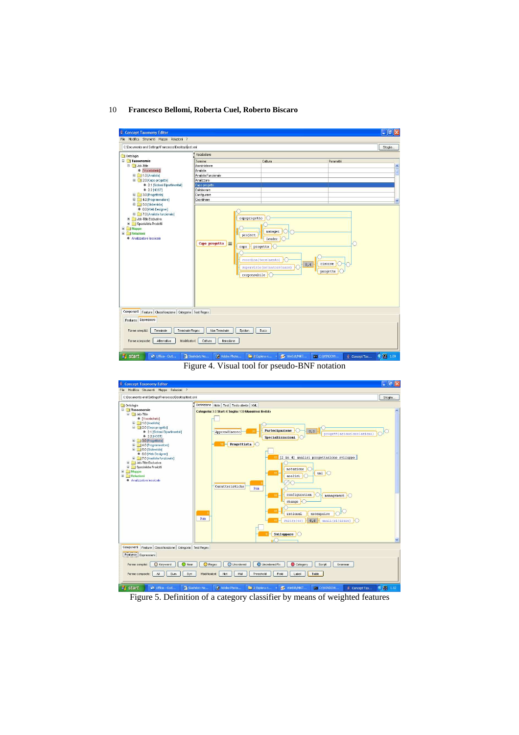Figure 4. Visual tool for pseudo-BNF notation

Figure 5. Definition of a category classifier by means of weighted features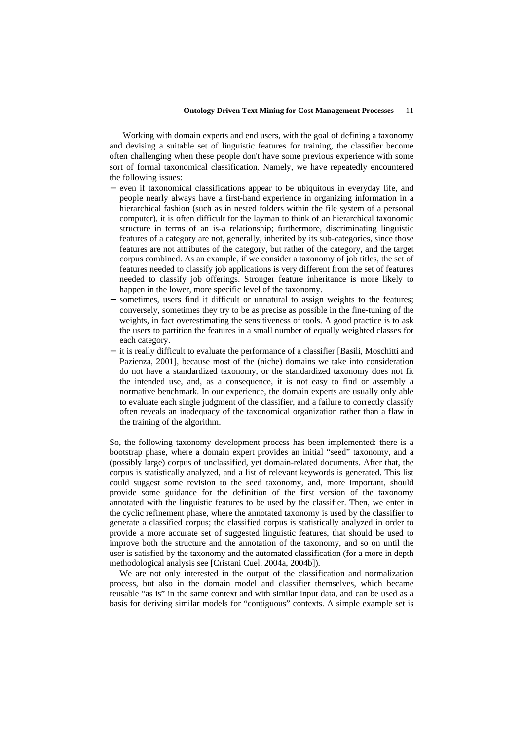Working with domain experts and end users, with the goal of defining a taxonomy and devising a suitable set of linguistic features for training, the classifier become often challenging when these people don't have some previous experience with some sort of formal taxonomical classification. Namely, we have repeatedly encountered the following issues:

- even if taxonomical classifications appear to be ubiquitous in everyday life, and people nearly always have a first-hand experience in organizing information in a hierarchical fashion (such as in nested folders within the file system of a personal computer), it is often difficult for the layman to think of an hierarchical taxonomic structure in terms of an is-a relationship; furthermore, discriminating linguistic features of a category are not, generally, inherited by its sub-categories, since those features are not attributes of the category, but rather of the category, and the target corpus combined. As an example, if we consider a taxonomy of job titles, the set of features needed to classify job applications is very different from the set of features needed to classify job offerings. Stronger feature inheritance is more likely to happen in the lower, more specific level of the taxonomy.
- sometimes, users find it difficult or unnatural to assign weights to the features; conversely, sometimes they try to be as precise as possible in the fine-tuning of the weights, in fact overestimating the sensitiveness of tools. A good practice is to ask the users to partition the features in a small number of equally weighted classes for each category.
- it is really difficult to evaluate the performance of a classifier [Basili, Moschitti and Pazienza, 2001], because most of the (niche) domains we take into consideration do not have a standardized taxonomy, or the standardized taxonomy does not fit the intended use, and, as a consequence, it is not easy to find or assembly a normative benchmark. In our experience, the domain experts are usually only able to evaluate each single judgment of the classifier, and a failure to correctly classify often reveals an inadequacy of the taxonomical organization rather than a flaw in the training of the algorithm.

So, the following taxonomy development process has been implemented: there is a bootstrap phase, where a domain expert provides an initial "seed" taxonomy, and a (possibly large) corpus of unclassified, yet domain-related documents. After that, the corpus is statistically analyzed, and a list of relevant keywords is generated. This list could suggest some revision to the seed taxonomy, and, more important, should provide some guidance for the definition of the first version of the taxonomy annotated with the linguistic features to be used by the classifier. Then, we enter in the cyclic refinement phase, where the annotated taxonomy is used by the classifier to generate a classified corpus; the classified corpus is statistically analyzed in order to provide a more accurate set of suggested linguistic features, that should be used to improve both the structure and the annotation of the taxonomy, and so on until the user is satisfied by the taxonomy and the automated classification (for a more in depth methodological analysis see [Cristani Cuel, 2004a, 2004b]).

We are not only interested in the output of the classification and normalization process, but also in the domain model and classifier themselves, which became reusable "as is" in the same context and with similar input data, and can be used as a basis for deriving similar models for "contiguous" contexts. A simple example set is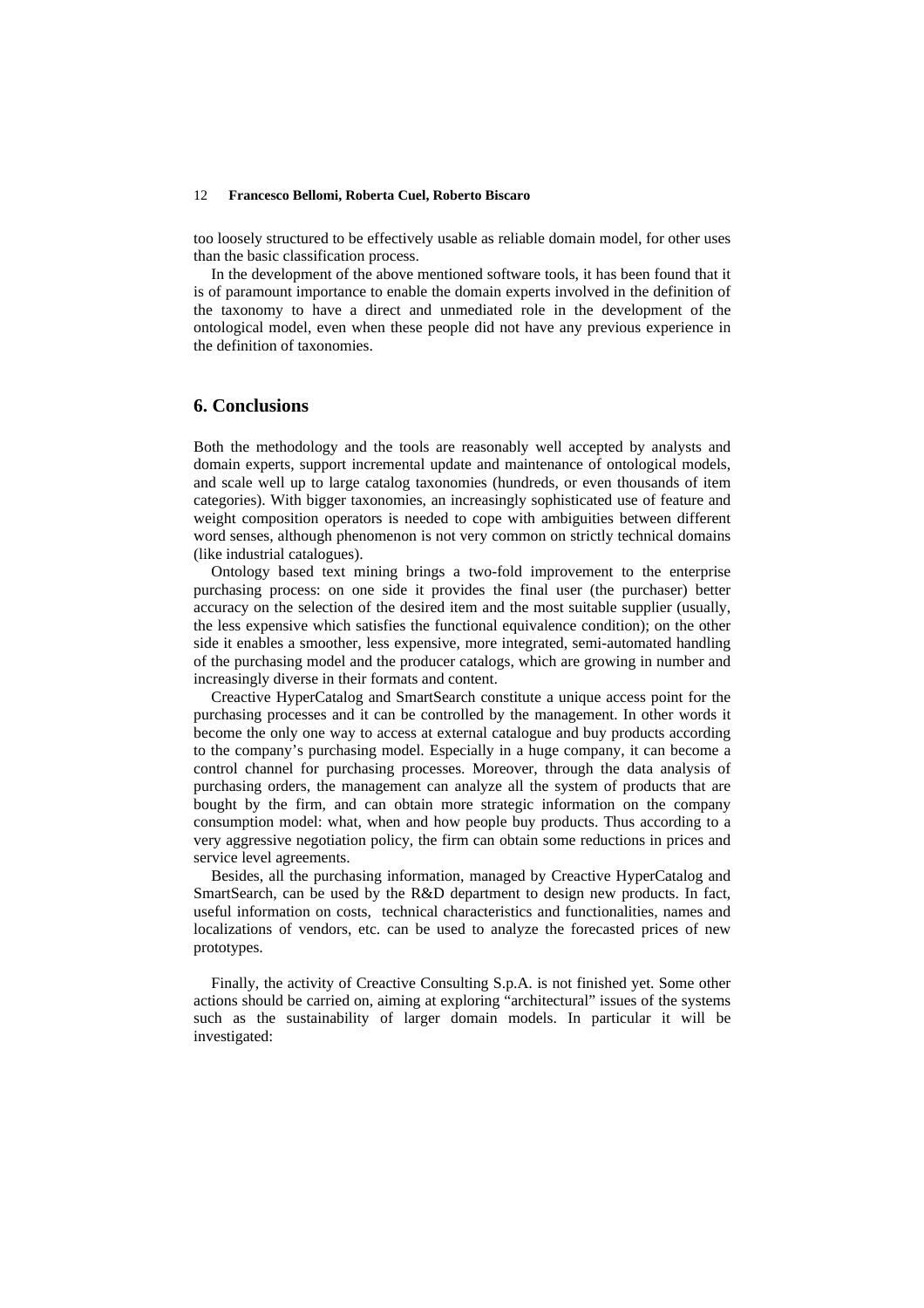too loosely structured to be effectively usable as reliable domain model, for other uses than the basic classification process.

In the development of the above mentioned software tools, it has been found that it is of paramount importance to enable the domain experts involved in the definition of the taxonomy to have a direct and unmediated role in the development of the ontological model, even when these people did not have any previous experience in the definition of taxonomies.

## 6. Conclusions

Both the methodology and the tools are reasonably well accepted by analysts and domain experts, support incremental update and maintenance of ontological models, and scale well up to large catalog taxonomies (hundreds, or even thousands of item categories). With bigger taxonomies, an increasingly sophisticated use of feature and weight composition operators is needed to cope with ambiguities between different word senses, although phenomenon is not very common on strictly technical domains (like industrial catalogues).

Ontology based text mining brings a two-fold improvement to the enterprise purchasing process: on one side it provides the final user (the purchaser) better accuracy on the selection of the desired item and the most suitable supplier (usually, the less expensive which satisfies the functional equivalence condition); on the other side it enables a smoother, less expensive, more integrated, semi-automated handling of the purchasing model and the producer catalogs, which are growing in number and increasingly diverse in their formats and content.

Creactive HyperCatalog and SmartSearch constitute a unique access point for the purchasing processes and it can be controlled by the management. In other words it become the only one way to access at external catalogue and buy products according to the company's purchasing model. Especially in a huge company, it can become a control channel for purchasing processes. Moreover, through the data analysis of purchasing orders, the management can analyze all the system of products that are bought by the firm, and can obtain more strategic information on the company consumption model: what, when and how people buy products. Thus according to a very aggressive negotiation policy, the firm can obtain some reductions in prices and service level agreements.

Besides, all the purchasing information, managed by Creactive HyperCatalog and SmartSearch, can be used by the R&D department to design new products. In fact, useful information on costs, technical characteristics and functionalities, names and localizations of vendors, etc. can be used to analyze the forecasted prices of new prototypes.

Finally, the activity of Creactive Consulting S.p.A. is not finished yet. Some other actions should be carried on, aiming at exploring "architectural" issues of the systems such as the sustainability of larger domain models. In particular it will be investigated: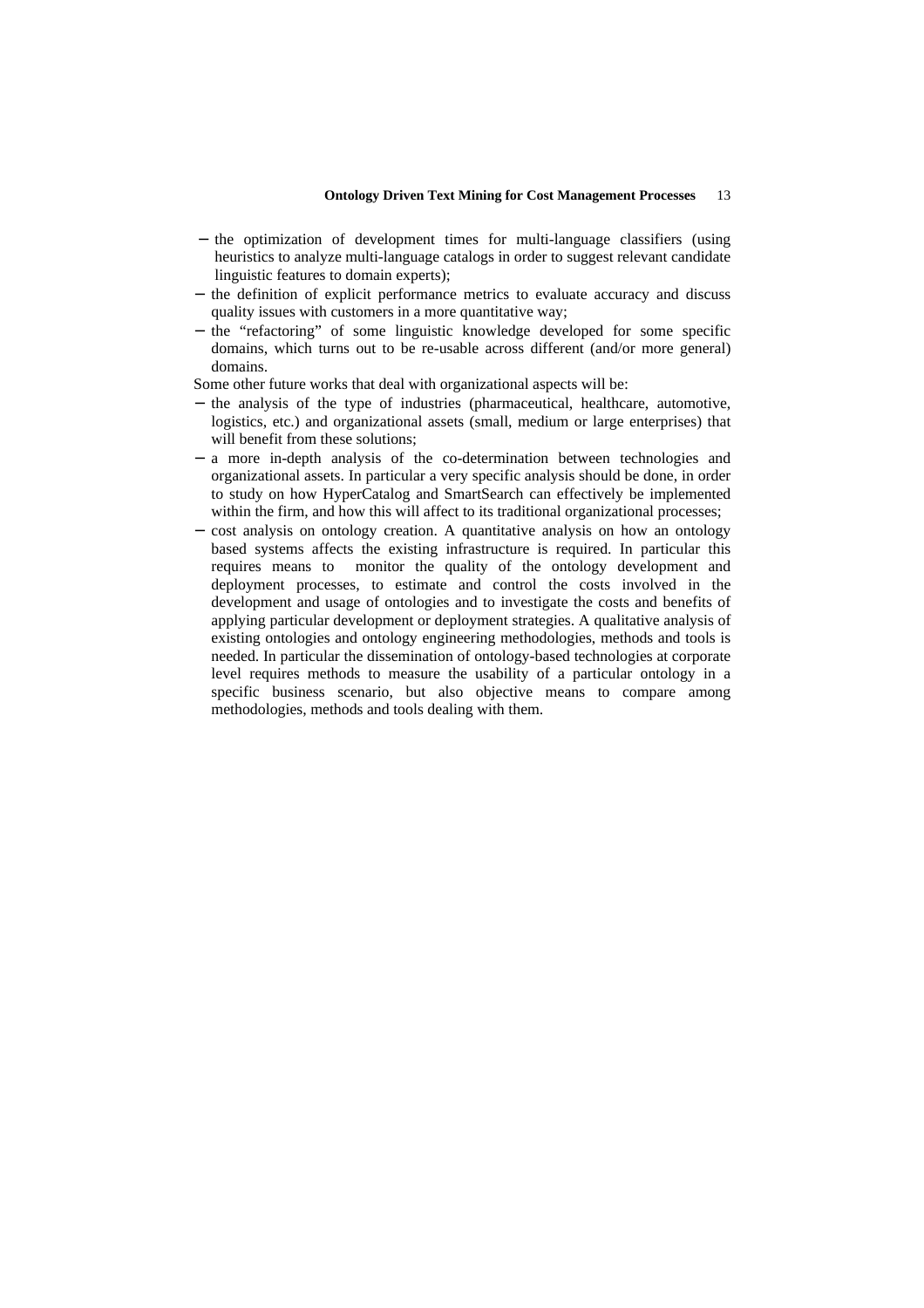- the optimization of development times for multi-language classifiers (using heuristics to analyze multi-language catalogs in order to suggest relevant candidate linguistic features to domain experts);
- the definition of explicit performance metrics to evaluate accuracy and discuss quality issues with customers in a more quantitative way;
- the "refactoring" of some linguistic knowledge developed for some specific domains, which turns out to be re-usable across different (and/or more general) domains.

Some other future works that deal with organizational aspects will be:

- the analysis of the type of industries (pharmaceutical, healthcare, automotive, logistics, etc.) and organizational assets (small, medium or large enterprises) that will benefit from these solutions;
- a more in-depth analysis of the co-determination between technologies and organizational assets. In particular a very specific analysis should be done, in order to study on how HyperCatalog and SmartSearch can effectively be implemented within the firm, and how this will affect to its traditional organizational processes;
- cost analysis on ontology creation. A quantitative analysis on how an ontology based systems affects the existing infrastructure is required. In particular this requires means to monitor the quality of the ontology development and deployment processes, to estimate and control the costs involved in the development and usage of ontologies and to investigate the costs and benefits of applying particular development or deployment strategies. A qualitative analysis of existing ontologies and ontology engineering methodologies, methods and tools is needed. In particular the dissemination of ontology-based technologies at corporate level requires methods to measure the usability of a particular ontology in a specific business scenario, but also objective means to compare among methodologies, methods and tools dealing with them.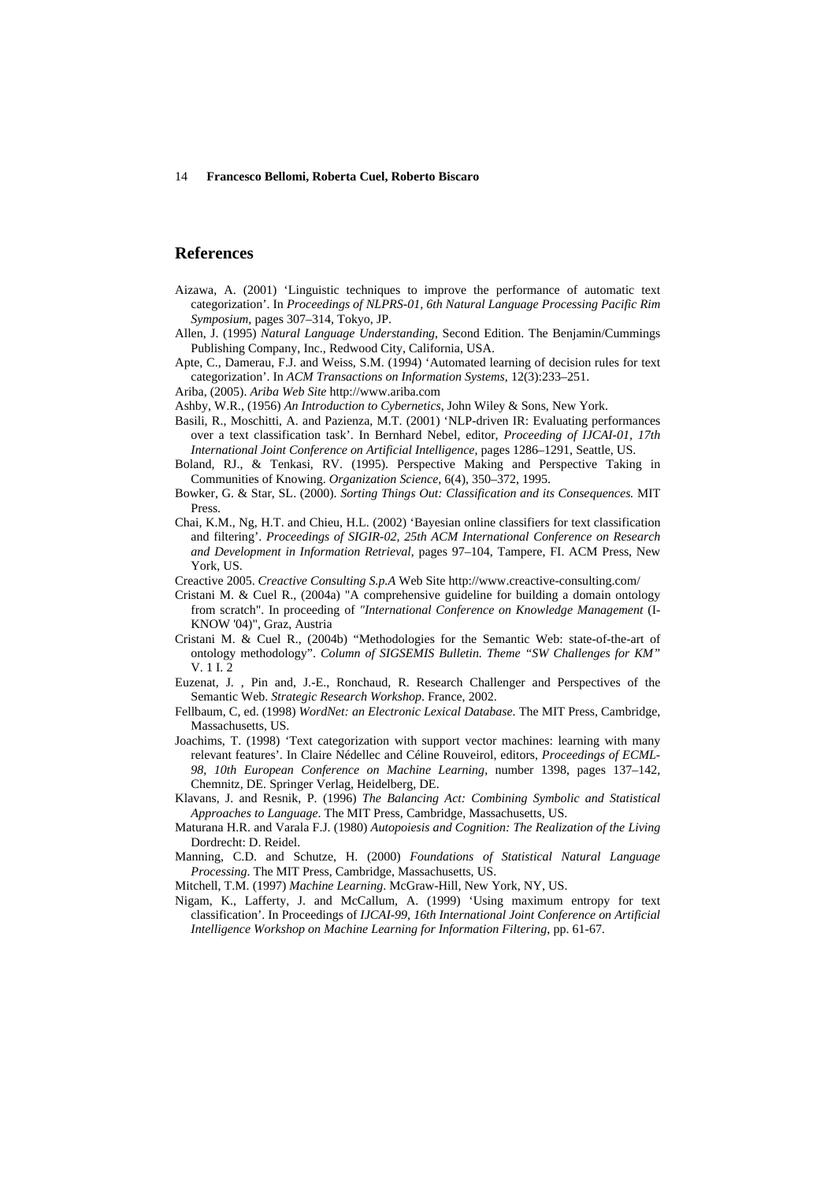## References

Aizawa, A. (2001) 'Linguistic techniques to improve the performance of automatic text categorization'. In *Proceedings of NLPRS-01, 6th Natural Language Processing Pacific Rim Symposium*, pages 307–314, Tokyo, JP.

Allen, J. (1995) *Natural Language Understanding*, Second Edition. The Benjamin/Cummings Publishing Company, Inc., Redwood City, California, USA.

Apte, C., Damerau, F.J. and Weiss, S.M. (1994) 'Automated learning of decision rules for text categorization'. In *ACM Transactions on Information Systems*, 12(3):233–251.

Ariba, (2005). *Ariba Web Site* http://www.ariba.com

Ashby, W.R., (1956) *An Introduction to Cybernetics*, John Wiley & Sons, New York.

Basili, R., Moschitti, A. and Pazienza, M.T. (2001) 'NLP-driven IR: Evaluating performances over a text classification task'. In Bernhard Nebel, editor, *Proceeding of IJCAI-01, 17th International Joint Conference on Artificial Intelligence*, pages 1286–1291, Seattle, US.

Boland, RJ., & Tenkasi, RV. (1995). Perspective Making and Perspective Taking in Communities of Knowing. *Organization Science*, 6(4), 350–372, 1995.

Bowker, G. & Star, SL. (2000). *Sorting Things Out: Classification and its Consequences.* MIT Press.

Chai, K.M., Ng, H.T. and Chieu, H.L. (2002) 'Bayesian online classifiers for text classification and filtering'. *Proceedings of SIGIR-02, 25th ACM International Conference on Research and Development in Information Retrieval*, pages 97–104, Tampere, FI. ACM Press, New York, US.

Creactive 2005. *Creactive Consulting S.p.A* Web Site http://www.creactive-consulting.com/

Cristani M. & Cuel R., (2004a) "A comprehensive guideline for building a domain ontology from scratch". In proceeding of *"International Conference on Knowledge Management* (I-KNOW '04)", Graz, Austria

Cristani M. & Cuel R., (2004b) "Methodologies for the Semantic Web: state-of-the-art of ontology methodology". *Column of SIGSEMIS Bulletin. Theme "SW Challenges for KM"* V. 1 I. 2

Euzenat, J. , Pin and, J.-E., Ronchaud, R. Research Challenger and Perspectives of the Semantic Web. *Strategic Research Workshop*. France, 2002.

Fellbaum, C, ed. (1998) *WordNet: an Electronic Lexical Database*. The MIT Press, Cambridge, Massachusetts, US.

Joachims, T. (1998) 'Text categorization with support vector machines: learning with many relevant features'. In Claire Nédellec and Céline Rouveirol, editors, *Proceedings of ECML-98, 10th European Conference on Machine Learning*, number 1398, pages 137–142, Chemnitz, DE. Springer Verlag, Heidelberg, DE.

Klavans, J. and Resnik, P. (1996) *The Balancing Act: Combining Symbolic and Statistical Approaches to Language*. The MIT Press, Cambridge, Massachusetts, US.

Maturana H.R. and Varala F.J. (1980) *Autopoiesis and Cognition: The Realization of the Living* Dordrecht: D. Reidel.

Manning, C.D. and Schutze, H. (2000) *Foundations of Statistical Natural Language Processing*. The MIT Press, Cambridge, Massachusetts, US.

Mitchell, T.M. (1997) *Machine Learning*. McGraw-Hill, New York, NY, US.

Nigam, K., Lafferty, J. and McCallum, A. (1999) 'Using maximum entropy for text classification'. In Proceedings of *IJCAI-99, 16th International Joint Conference on Artificial Intelligence Workshop on Machine Learning for Information Filtering*, pp. 61-67.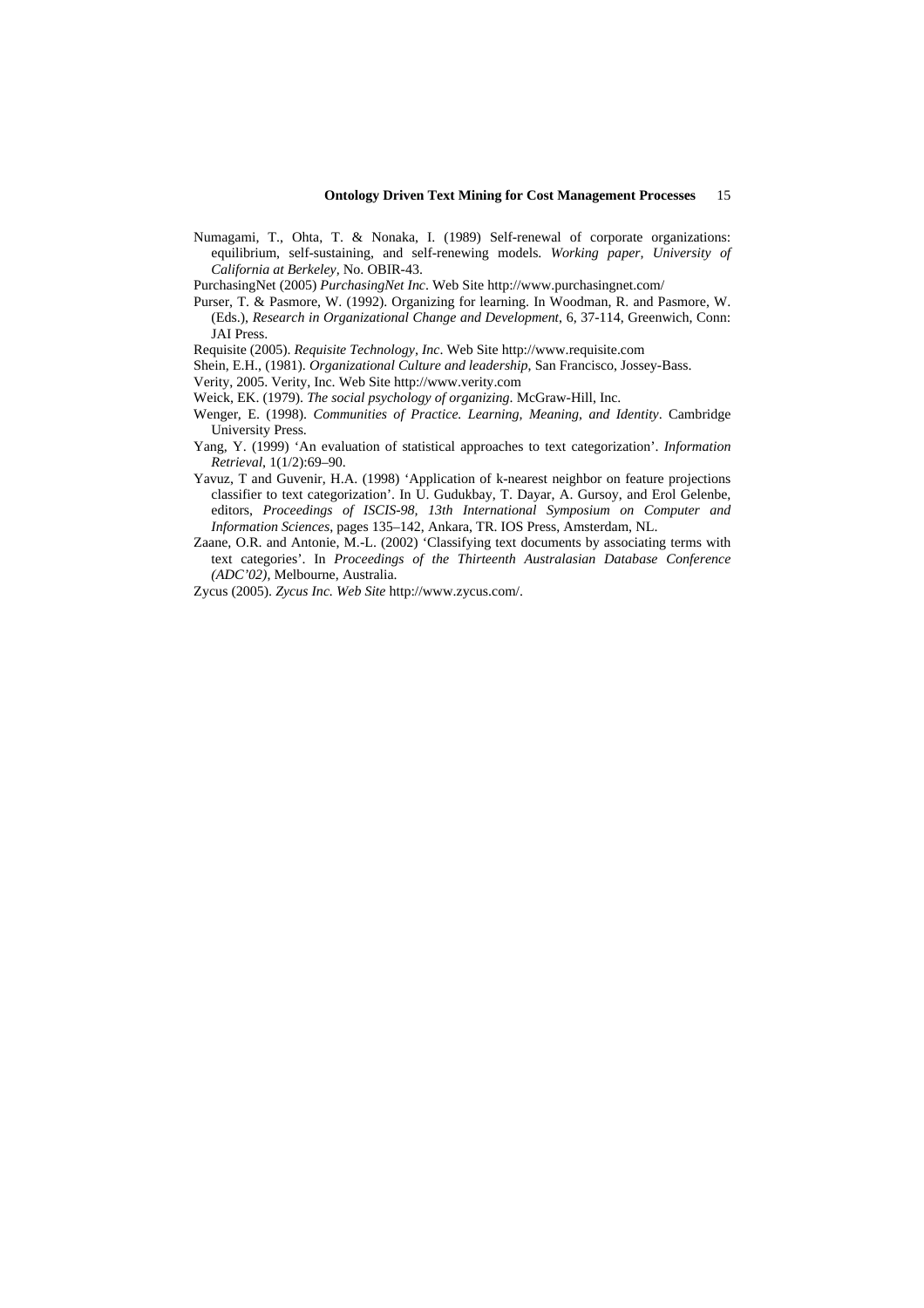Numagami, T., Ohta, T. & Nonaka, I. (1989) Self-renewal of corporate organizations: equilibrium, self-sustaining, and self-renewing models. *Working paper, University of California at Berkeley*, No. OBIR-43.

PurchasingNet (2005) *PurchasingNet Inc*. Web Site http://www.purchasingnet.com/

Purser, T. & Pasmore, W. (1992). Organizing for learning. In Woodman, R. and Pasmore, W. (Eds.), *Research in Organizational Change and Development*, 6, 37-114, Greenwich, Conn: JAI Press.

Requisite (2005). *Requisite Technology, Inc*. Web Site http://www.requisite.com

Shein, E.H., (1981). *Organizational Culture and leadership*, San Francisco, Jossey-Bass.

Verity, 2005. Verity, Inc. Web Site http://www.verity.com

Weick, EK. (1979). *The social psychology of organizing*. McGraw-Hill, Inc.

Wenger, E. (1998). *Communities of Practice. Learning, Meaning, and Identity*. Cambridge University Press.

Yang, Y. (1999) 'An evaluation of statistical approaches to text categorization'. *Information Retrieval*, 1(1/2):69–90.

Yavuz, T and Guvenir, H.A. (1998) 'Application of k-nearest neighbor on feature projections classifier to text categorization'. In U. Gudukbay, T. Dayar, A. Gursoy, and Erol Gelenbe, editors, *Proceedings of ISCIS-98, 13th International Symposium on Computer and Information Sciences*, pages 135–142, Ankara, TR. IOS Press, Amsterdam, NL.

Zaane, O.R. and Antonie, M.-L. (2002) 'Classifying text documents by associating terms with text categories'. In *Proceedings of the Thirteenth Australasian Database Conference (ADC'02)*, Melbourne, Australia.

Zycus (2005). *Zycus Inc. Web Site* http://www.zycus.com/.